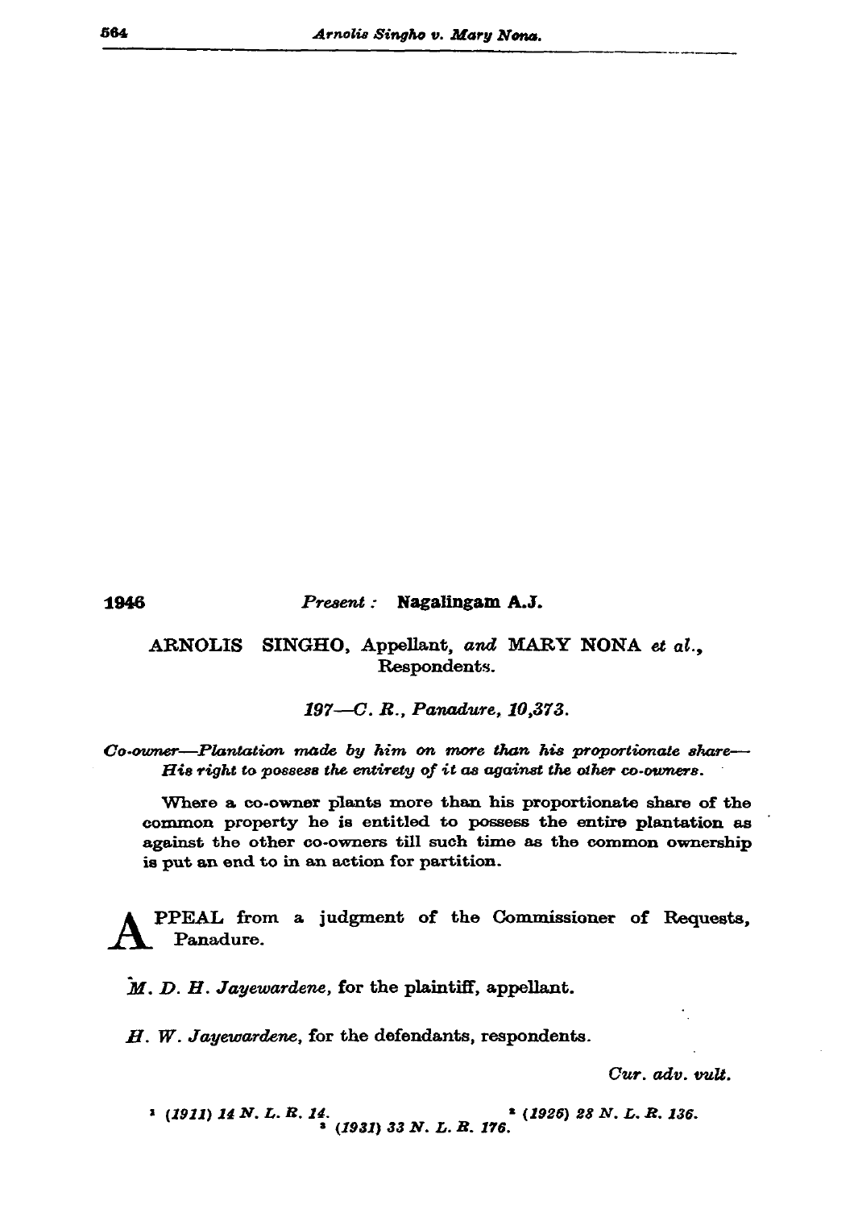1946 *Present :* **Nagalingam A.J.**

ARNOLIS SINGHO, Appellant, *and* MARY NONA *et al.*, Respondents.

*197—C. R., Panadure, 10,373.*

*Co-owner—Plantation made by him on more than his proportionate share—His right to possess the entirety of it as against the other co-owners.*

Where a co-owner plants more than his proportionate share of the common property he is entitled to possess the entire plantation as against the other co-owners till such time as the common ownership is put an end to in an action for partition.

APPEAL from a judgment of the Commissioner of Requests, Panadure.

*M. D. H. Jayewardene*, for the plaintiff, appellant.

*H. W. Jayewardene*, for the defendants, respondents.

*Cur. adv. vult.*

[1] *(1911) 14 N. L. R. 14.* [2] *(1926) 28 N. L. R. 136.* [3] *(1931) 33 N. L. R. 176.*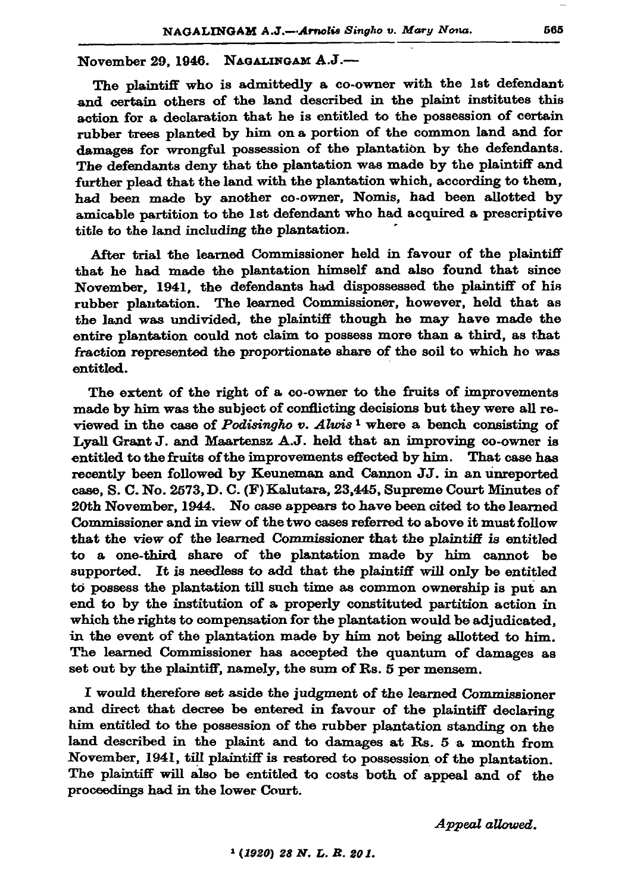November 29, 1946. NAGALINGAM A.J.—

The plaintiff who is admittedly a co-owner with the 1st defendant and certain others of the land described in the plaint institutes this action for a declaration that he is entitled to the possession of certain rubber trees planted by him on a portion of the common land and for damages for wrongful possession of the plantation by the defendants. The defendants deny that the plantation was made by the plaintiff and further plead that the land with the plantation which, according to them, had been made by another co-owner, Nomis, had been allotted by amicable partition to the 1st defendant who had acquired a prescriptive title to the land including the plantation.

After trial the learned Commissioner held in favour of the plaintiff that he had made the plantation himself and also found that since November, 1941, the defendants had dispossessed the plaintiff of his rubber plantation. The learned Commissioner, however, held that as the land was undivided, the plaintiff though he may have made the entire plantation could not claim to possess more than a third, as that fraction represented the proportionate share of the soil to which he was entitled.

The extent of the right of a co-owner to the fruits of improvements made by him was the subject of conflicting decisions but they were all reviewed in the case of *Podisingho v. Alwis* [1] where a bench consisting of Lyall Grant J. and Maartensz A.J. held that an improving co-owner is entitled to the fruits of the improvements effected by him. That case has recently been followed by Keuneman and Cannon JJ. in an unreported case, S. C. No. 2573, D. C. (F) Kalutara, 23,445, Supreme Court Minutes of 20th November, 1944. No case appears to have been cited to the learned Commissioner and in view of the two cases referred to above it must follow that the view of the learned Commissioner that the plaintiff is entitled to a one-third share of the plantation made by him cannot be supported. It is needless to add that the plaintiff will only be entitled to possess the plantation till such time as common ownership is put an end to by the institution of a properly constituted partition action in which the rights to compensation for the plantation would be adjudicated, in the event of the plantation made by him not being allotted to him. The learned Commissioner has accepted the quantum of damages as set out by the plaintiff, namely, the sum of Rs. 5 per mensem.

I would therefore set aside the judgment of the learned Commissioner and direct that decree be entered in favour of the plaintiff declaring him entitled to the possession of the rubber plantation standing on the land described in the plaint and to damages at Rs. 5 a month from November, 1941, till plaintiff is restored to possession of the plantation. The plaintiff will also be entitled to costs both of appeal and of the proceedings had in the lower Court.

*Appeal allowed.*

[1] *(1920) 28 N. L. R. 201.*